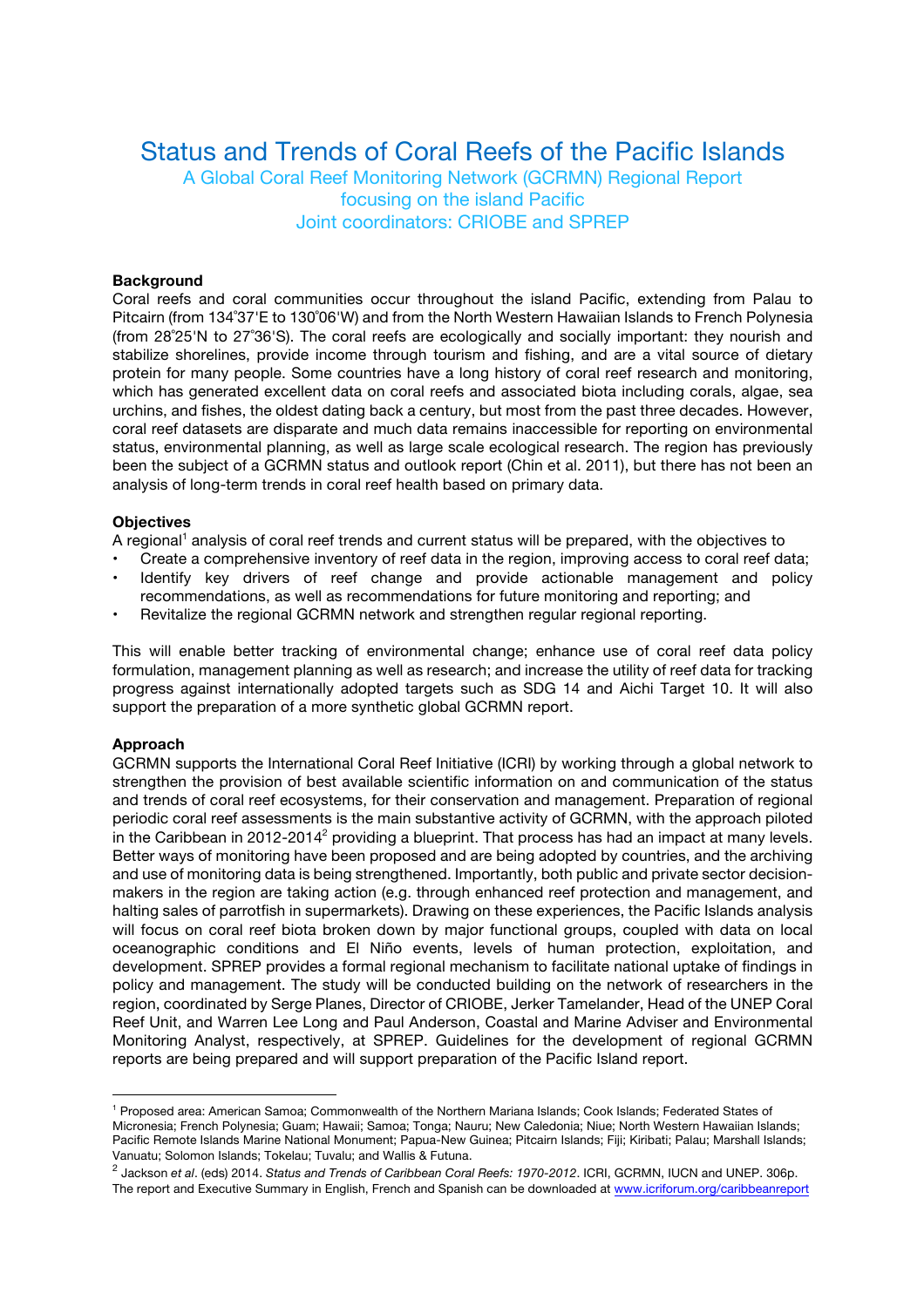# Status and Trends of Coral Reefs of the Pacific Islands

A Global Coral Reef Monitoring Network (GCRMN) Regional Report focusing on the island Pacific

Joint coordinators: CRIOBE and SPREP

## Background

Coral reefs and coral communities occur throughout the island Pacific, extending from Palau to Pitcairn (from 134°37'E to 130°06'W) and from the North Western Hawaiian Islands to French Polynesia (from 28°25'N to 27°36'S). The coral reefs are ecologically and socially important: they nourish and stabilize shorelines, provide income through tourism and fishing, and are a vital source of dietary protein for many people. Some countries have a long history of coral reef research and monitoring, which has generated excellent data on coral reefs and associated biota including corals, algae, sea urchins, and fishes, the oldest dating back a century, but most from the past three decades. However, coral reef datasets are disparate and much data remains inaccessible for reporting on environmental status, environmental planning, as well as large scale ecological research. The region has previously been the subject of a GCRMN status and outlook report (Chin et al. 2011), but there has not been an analysis of long-term trends in coral reef health based on primary data.

## Objectives

A regional[1] analysis of coral reef trends and current status will be prepared, with the objectives to

- Create a comprehensive inventory of reef data in the region, improving access to coral reef data;
- Identify key drivers of reef change and provide actionable management and policy recommendations, as well as recommendations for future monitoring and reporting; and
- Revitalize the regional GCRMN network and strengthen regular regional reporting.

This will enable better tracking of environmental change; enhance use of coral reef data policy formulation, management planning as well as research; and increase the utility of reef data for tracking progress against internationally adopted targets such as SDG 14 and Aichi Target 10. It will also support the preparation of a more synthetic global GCRMN report.

## Approach

GCRMN supports the International Coral Reef Initiative (ICRI) by working through a global network to strengthen the provision of best available scientific information on and communication of the status and trends of coral reef ecosystems, for their conservation and management. Preparation of regional periodic coral reef assessments is the main substantive activity of GCRMN, with the approach piloted in the Caribbean in 2012-2014[2] providing a blueprint. That process has had an impact at many levels. Better ways of monitoring have been proposed and are being adopted by countries, and the archiving and use of monitoring data is being strengthened. Importantly, both public and private sector decision-makers in the region are taking action (e.g. through enhanced reef protection and management, and halting sales of parrotfish in supermarkets). Drawing on these experiences, the Pacific Islands analysis will focus on coral reef biota broken down by major functional groups, coupled with data on local oceanographic conditions and El Niño events, levels of human protection, exploitation, and development. SPREP provides a formal regional mechanism to facilitate national uptake of findings in policy and management. The study will be conducted building on the network of researchers in the region, coordinated by Serge Planes, Director of CRIOBE, Jerker Tamelander, Head of the UNEP Coral Reef Unit, and Warren Lee Long and Paul Anderson, Coastal and Marine Adviser and Environmental Monitoring Analyst, respectively, at SPREP. Guidelines for the development of regional GCRMN reports are being prepared and will support preparation of the Pacific Island report.

---

[1] Proposed area: American Samoa; Commonwealth of the Northern Mariana Islands; Cook Islands; Federated States of Micronesia; French Polynesia; Guam; Hawaii; Samoa; Tonga; Nauru; New Caledonia; Niue; North Western Hawaiian Islands; Pacific Remote Islands Marine National Monument; Papua-New Guinea; Pitcairn Islands; Fiji; Kiribati; Palau; Marshall Islands; Vanuatu; Solomon Islands; Tokelau; Tuvalu; and Wallis & Futuna.

[2] Jackson *et al*. (eds) 2014. *Status and Trends of Caribbean Coral Reefs: 1970-2012*. ICRI, GCRMN, IUCN and UNEP. 306p. The report and Executive Summary in English, French and Spanish can be downloaded at www.icriforum.org/caribbeanreport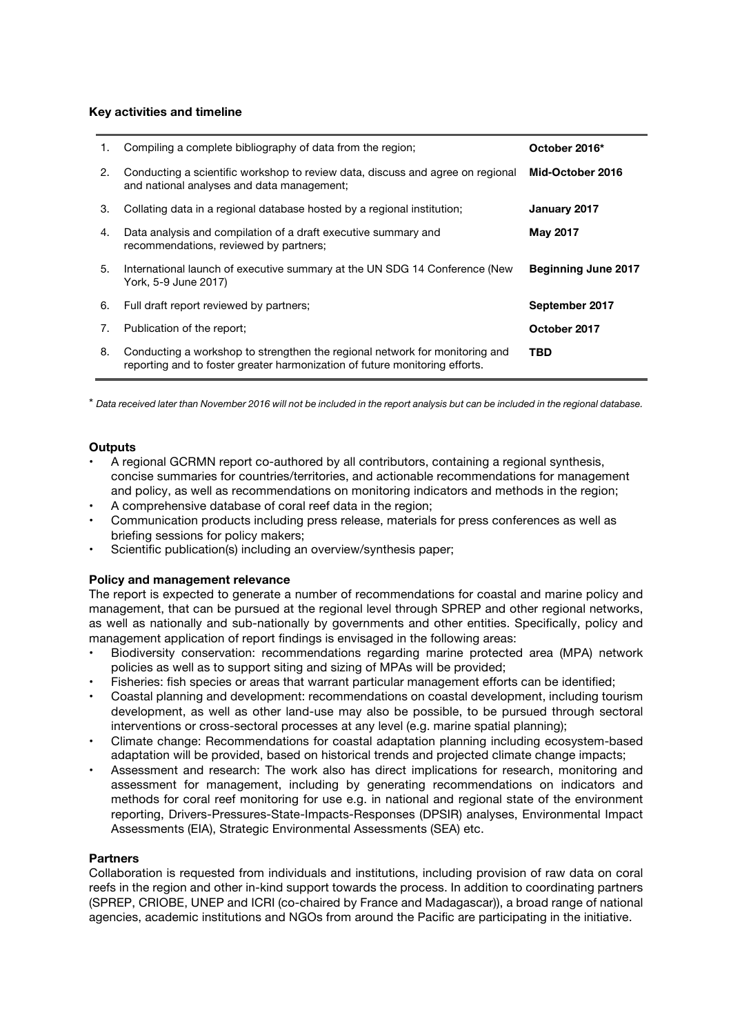**Key activities and timeline**

| | | |
|---|---|---|
| 1. | Compiling a complete bibliography of data from the region; | **October 2016*** |
| 2. | Conducting a scientific workshop to review data, discuss and agree on regional and national analyses and data management; | **Mid-October 2016** |
| 3. | Collating data in a regional database hosted by a regional institution; | **January 2017** |
| 4. | Data analysis and compilation of a draft executive summary and recommendations, reviewed by partners; | **May 2017** |
| 5. | International launch of executive summary at the UN SDG 14 Conference (New York, 5-9 June 2017) | **Beginning June 2017** |
| 6. | Full draft report reviewed by partners; | **September 2017** |
| 7. | Publication of the report; | **October 2017** |
| 8. | Conducting a workshop to strengthen the regional network for monitoring and reporting and to foster greater harmonization of future monitoring efforts. | **TBD** |

\* *Data received later than November 2016 will not be included in the report analysis but can be included in the regional database.*

**Outputs**

- A regional GCRMN report co-authored by all contributors, containing a regional synthesis, concise summaries for countries/territories, and actionable recommendations for management and policy, as well as recommendations on monitoring indicators and methods in the region;
- A comprehensive database of coral reef data in the region;
- Communication products including press release, materials for press conferences as well as briefing sessions for policy makers;
- Scientific publication(s) including an overview/synthesis paper;

**Policy and management relevance**

The report is expected to generate a number of recommendations for coastal and marine policy and management, that can be pursued at the regional level through SPREP and other regional networks, as well as nationally and sub-nationally by governments and other entities. Specifically, policy and management application of report findings is envisaged in the following areas:

- Biodiversity conservation: recommendations regarding marine protected area (MPA) network policies as well as to support siting and sizing of MPAs will be provided;
- Fisheries: fish species or areas that warrant particular management efforts can be identified;
- Coastal planning and development: recommendations on coastal development, including tourism development, as well as other land-use may also be possible, to be pursued through sectoral interventions or cross-sectoral processes at any level (e.g. marine spatial planning);
- Climate change: Recommendations for coastal adaptation planning including ecosystem-based adaptation will be provided, based on historical trends and projected climate change impacts;
- Assessment and research: The work also has direct implications for research, monitoring and assessment for management, including by generating recommendations on indicators and methods for coral reef monitoring for use e.g. in national and regional state of the environment reporting, Drivers-Pressures-State-Impacts-Responses (DPSIR) analyses, Environmental Impact Assessments (EIA), Strategic Environmental Assessments (SEA) etc.

**Partners**

Collaboration is requested from individuals and institutions, including provision of raw data on coral reefs in the region and other in-kind support towards the process. In addition to coordinating partners (SPREP, CRIOBE, UNEP and ICRI (co-chaired by France and Madagascar)), a broad range of national agencies, academic institutions and NGOs from around the Pacific are participating in the initiative.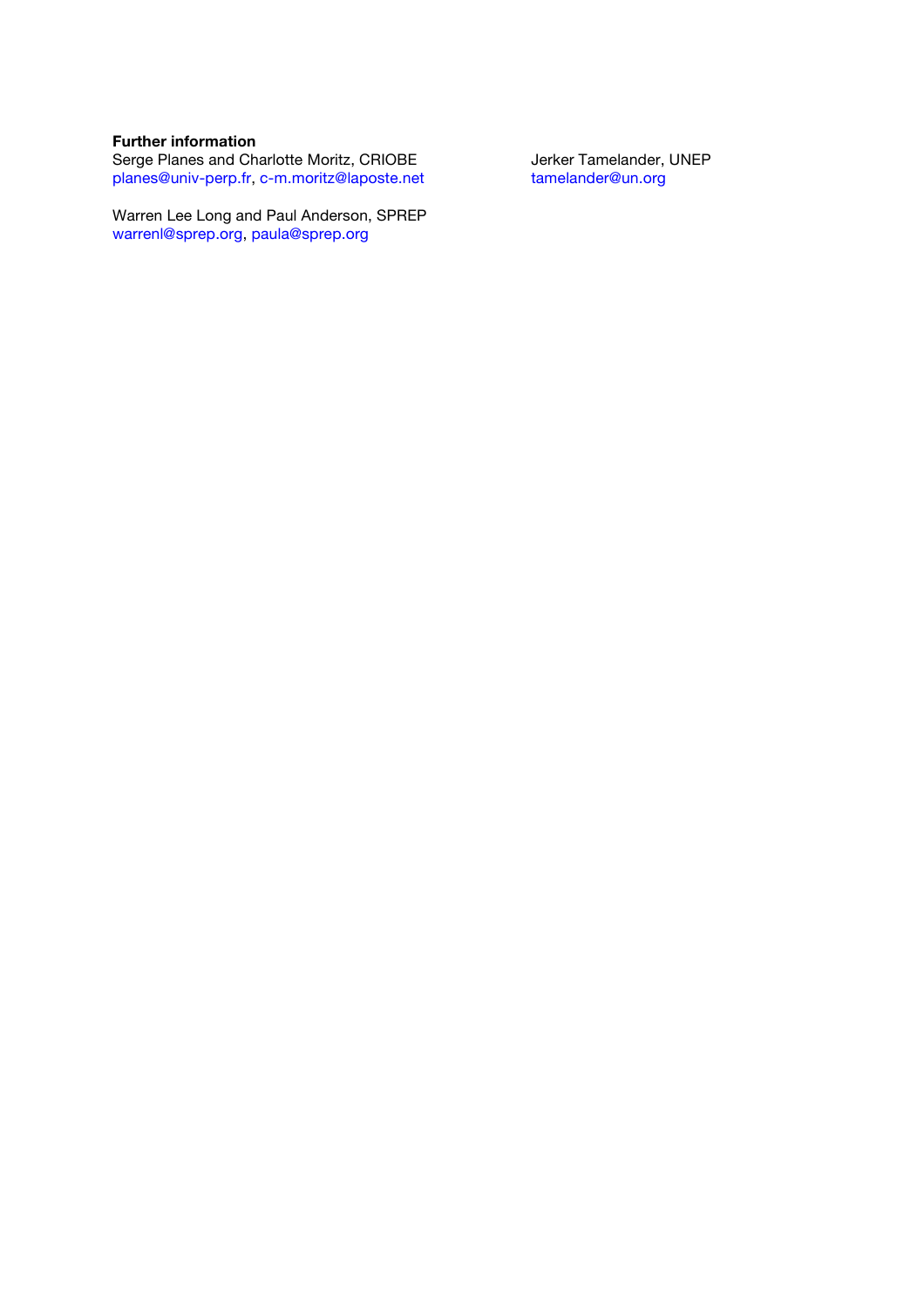**Further information**

Serge Planes and Charlotte Moritz, CRIOBE
planes@univ-perp.fr, c-m.moritz@laposte.net

Warren Lee Long and Paul Anderson, SPREP
warrenl@sprep.org, paula@sprep.org

Jerker Tamelander, UNEP
tamelander@un.org